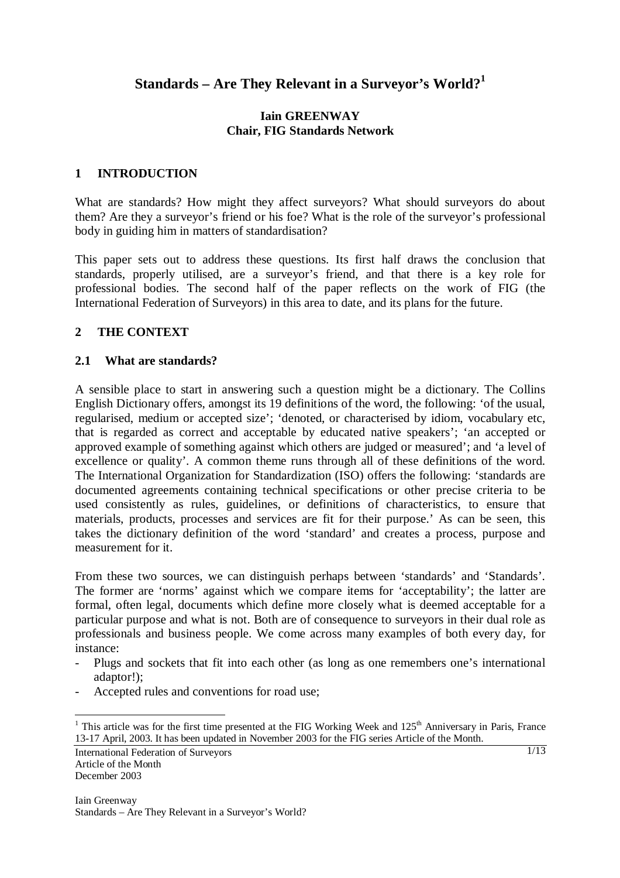# Standards – Are They Relevant in a Surveyor's World?[1]

**Iain GREENWAY**
**Chair, FIG Standards Network**

## 1 INTRODUCTION

What are standards? How might they affect surveyors? What should surveyors do about them? Are they a surveyor's friend or his foe? What is the role of the surveyor's professional body in guiding him in matters of standardisation?

This paper sets out to address these questions. Its first half draws the conclusion that standards, properly utilised, are a surveyor's friend, and that there is a key role for professional bodies. The second half of the paper reflects on the work of FIG (the International Federation of Surveyors) in this area to date, and its plans for the future.

## 2 THE CONTEXT

### 2.1 What are standards?

A sensible place to start in answering such a question might be a dictionary. The Collins English Dictionary offers, amongst its 19 definitions of the word, the following: 'of the usual, regularised, medium or accepted size'; 'denoted, or characterised by idiom, vocabulary etc, that is regarded as correct and acceptable by educated native speakers'; 'an accepted or approved example of something against which others are judged or measured'; and 'a level of excellence or quality'. A common theme runs through all of these definitions of the word. The International Organization for Standardization (ISO) offers the following: 'standards are documented agreements containing technical specifications or other precise criteria to be used consistently as rules, guidelines, or definitions of characteristics, to ensure that materials, products, processes and services are fit for their purpose.' As can be seen, this takes the dictionary definition of the word 'standard' and creates a process, purpose and measurement for it.

From these two sources, we can distinguish perhaps between 'standards' and 'Standards'. The former are 'norms' against which we compare items for 'acceptability'; the latter are formal, often legal, documents which define more closely what is deemed acceptable for a particular purpose and what is not. Both are of consequence to surveyors in their dual role as professionals and business people. We come across many examples of both every day, for instance:

- Plugs and sockets that fit into each other (as long as one remembers one's international adaptor!);
- Accepted rules and conventions for road use;

[1] This article was for the first time presented at the FIG Working Week and 125th Anniversary in Paris, France 13-17 April, 2003. It has been updated in November 2003 for the FIG series Article of the Month.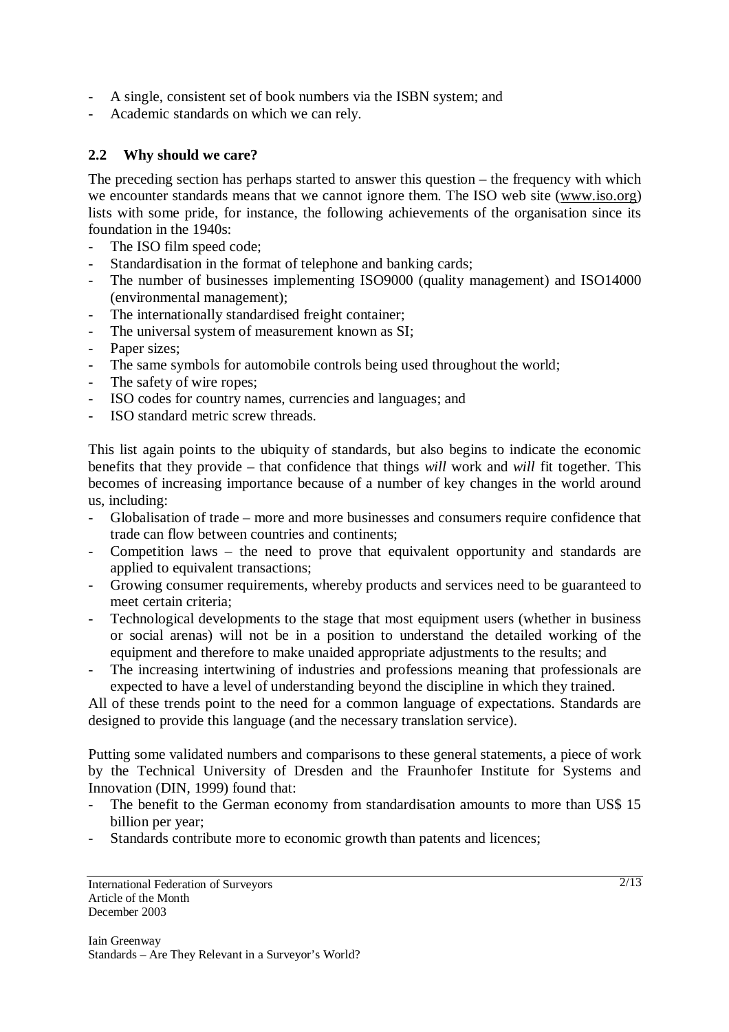- A single, consistent set of book numbers via the ISBN system; and
- Academic standards on which we can rely.

### 2.2 Why should we care?

The preceding section has perhaps started to answer this question – the frequency with which we encounter standards means that we cannot ignore them. The ISO web site (www.iso.org) lists with some pride, for instance, the following achievements of the organisation since its foundation in the 1940s:

- The ISO film speed code;
- Standardisation in the format of telephone and banking cards;
- The number of businesses implementing ISO9000 (quality management) and ISO14000 (environmental management);
- The internationally standardised freight container;
- The universal system of measurement known as SI;
- Paper sizes;
- The same symbols for automobile controls being used throughout the world;
- The safety of wire ropes;
- ISO codes for country names, currencies and languages; and
- ISO standard metric screw threads.

This list again points to the ubiquity of standards, but also begins to indicate the economic benefits that they provide – that confidence that things *will* work and *will* fit together. This becomes of increasing importance because of a number of key changes in the world around us, including:

- Globalisation of trade – more and more businesses and consumers require confidence that trade can flow between countries and continents;
- Competition laws – the need to prove that equivalent opportunity and standards are applied to equivalent transactions;
- Growing consumer requirements, whereby products and services need to be guaranteed to meet certain criteria;
- Technological developments to the stage that most equipment users (whether in business or social arenas) will not be in a position to understand the detailed working of the equipment and therefore to make unaided appropriate adjustments to the results; and
- The increasing intertwining of industries and professions meaning that professionals are expected to have a level of understanding beyond the discipline in which they trained.

All of these trends point to the need for a common language of expectations. Standards are designed to provide this language (and the necessary translation service).

Putting some validated numbers and comparisons to these general statements, a piece of work by the Technical University of Dresden and the Fraunhofer Institute for Systems and Innovation (DIN, 1999) found that:

- The benefit to the German economy from standardisation amounts to more than US$ 15 billion per year;
- Standards contribute more to economic growth than patents and licences;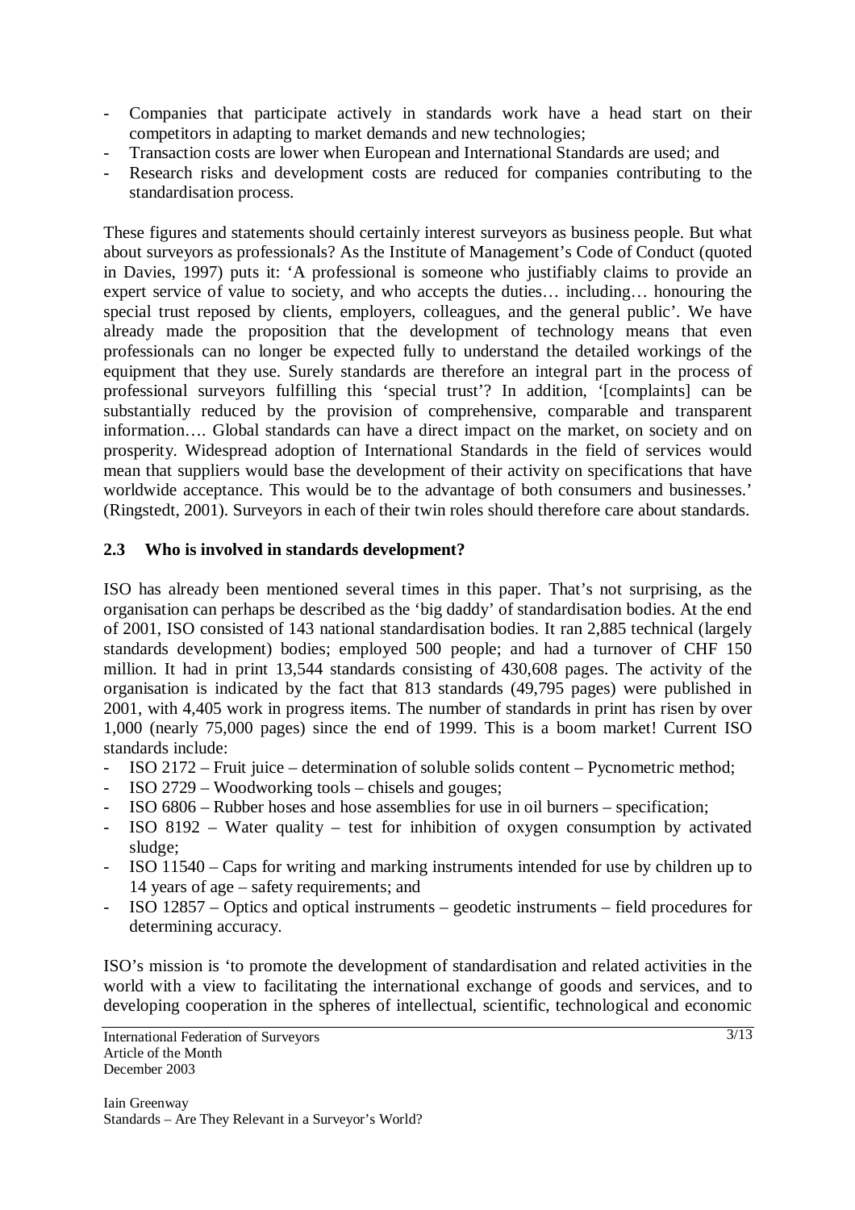- Companies that participate actively in standards work have a head start on their competitors in adapting to market demands and new technologies;
- Transaction costs are lower when European and International Standards are used; and
- Research risks and development costs are reduced for companies contributing to the standardisation process.

These figures and statements should certainly interest surveyors as business people. But what about surveyors as professionals? As the Institute of Management's Code of Conduct (quoted in Davies, 1997) puts it: 'A professional is someone who justifiably claims to provide an expert service of value to society, and who accepts the duties… including… honouring the special trust reposed by clients, employers, colleagues, and the general public'. We have already made the proposition that the development of technology means that even professionals can no longer be expected fully to understand the detailed workings of the equipment that they use. Surely standards are therefore an integral part in the process of professional surveyors fulfilling this 'special trust'? In addition, '[complaints] can be substantially reduced by the provision of comprehensive, comparable and transparent information…. Global standards can have a direct impact on the market, on society and on prosperity. Widespread adoption of International Standards in the field of services would mean that suppliers would base the development of their activity on specifications that have worldwide acceptance. This would be to the advantage of both consumers and businesses.' (Ringstedt, 2001). Surveyors in each of their twin roles should therefore care about standards.

## 2.3 Who is involved in standards development?

ISO has already been mentioned several times in this paper. That's not surprising, as the organisation can perhaps be described as the 'big daddy' of standardisation bodies. At the end of 2001, ISO consisted of 143 national standardisation bodies. It ran 2,885 technical (largely standards development) bodies; employed 500 people; and had a turnover of CHF 150 million. It had in print 13,544 standards consisting of 430,608 pages. The activity of the organisation is indicated by the fact that 813 standards (49,795 pages) were published in 2001, with 4,405 work in progress items. The number of standards in print has risen by over 1,000 (nearly 75,000 pages) since the end of 1999. This is a boom market! Current ISO standards include:

- ISO 2172 – Fruit juice – determination of soluble solids content – Pycnometric method;
- ISO 2729 – Woodworking tools – chisels and gouges;
- ISO 6806 – Rubber hoses and hose assemblies for use in oil burners – specification;
- ISO 8192 – Water quality – test for inhibition of oxygen consumption by activated sludge;
- ISO 11540 – Caps for writing and marking instruments intended for use by children up to 14 years of age – safety requirements; and
- ISO 12857 – Optics and optical instruments – geodetic instruments – field procedures for determining accuracy.

ISO's mission is 'to promote the development of standardisation and related activities in the world with a view to facilitating the international exchange of goods and services, and to developing cooperation in the spheres of intellectual, scientific, technological and economic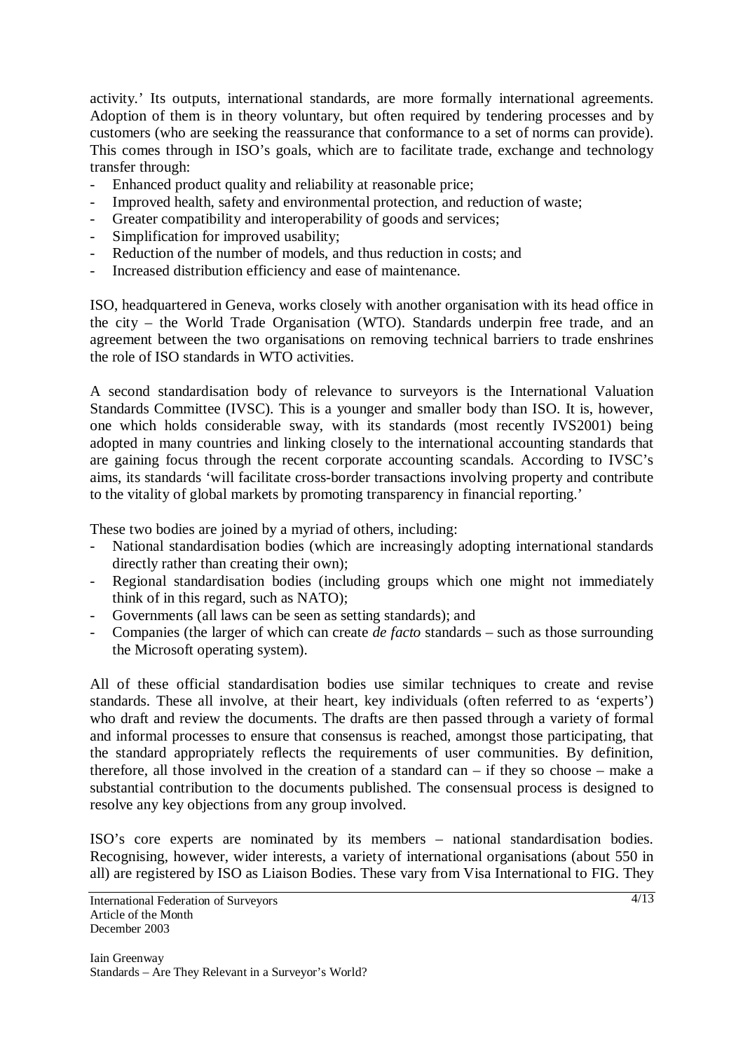activity.' Its outputs, international standards, are more formally international agreements. Adoption of them is in theory voluntary, but often required by tendering processes and by customers (who are seeking the reassurance that conformance to a set of norms can provide). This comes through in ISO's goals, which are to facilitate trade, exchange and technology transfer through:

- Enhanced product quality and reliability at reasonable price;
- Improved health, safety and environmental protection, and reduction of waste;
- Greater compatibility and interoperability of goods and services;
- Simplification for improved usability;
- Reduction of the number of models, and thus reduction in costs; and
- Increased distribution efficiency and ease of maintenance.

ISO, headquartered in Geneva, works closely with another organisation with its head office in the city – the World Trade Organisation (WTO). Standards underpin free trade, and an agreement between the two organisations on removing technical barriers to trade enshrines the role of ISO standards in WTO activities.

A second standardisation body of relevance to surveyors is the International Valuation Standards Committee (IVSC). This is a younger and smaller body than ISO. It is, however, one which holds considerable sway, with its standards (most recently IVS2001) being adopted in many countries and linking closely to the international accounting standards that are gaining focus through the recent corporate accounting scandals. According to IVSC's aims, its standards 'will facilitate cross-border transactions involving property and contribute to the vitality of global markets by promoting transparency in financial reporting.'

These two bodies are joined by a myriad of others, including:

- National standardisation bodies (which are increasingly adopting international standards directly rather than creating their own);
- Regional standardisation bodies (including groups which one might not immediately think of in this regard, such as NATO);
- Governments (all laws can be seen as setting standards); and
- Companies (the larger of which can create *de facto* standards – such as those surrounding the Microsoft operating system).

All of these official standardisation bodies use similar techniques to create and revise standards. These all involve, at their heart, key individuals (often referred to as 'experts') who draft and review the documents. The drafts are then passed through a variety of formal and informal processes to ensure that consensus is reached, amongst those participating, that the standard appropriately reflects the requirements of user communities. By definition, therefore, all those involved in the creation of a standard can – if they so choose – make a substantial contribution to the documents published. The consensual process is designed to resolve any key objections from any group involved.

ISO's core experts are nominated by its members – national standardisation bodies. Recognising, however, wider interests, a variety of international organisations (about 550 in all) are registered by ISO as Liaison Bodies. These vary from Visa International to FIG. They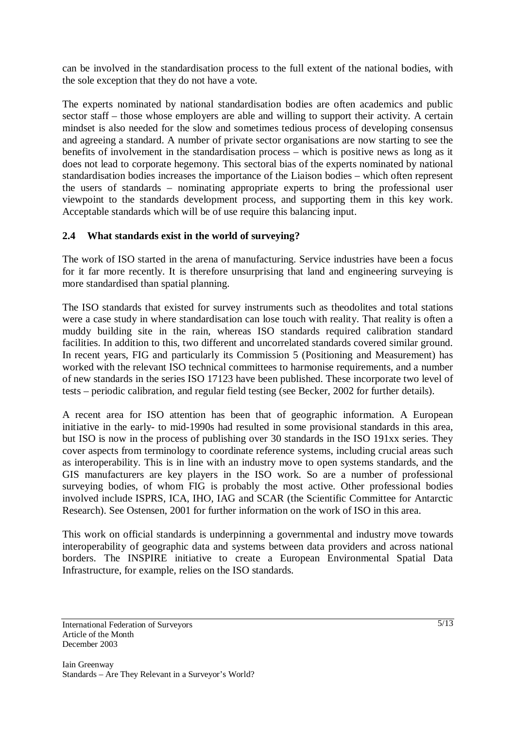can be involved in the standardisation process to the full extent of the national bodies, with the sole exception that they do not have a vote.

The experts nominated by national standardisation bodies are often academics and public sector staff – those whose employers are able and willing to support their activity. A certain mindset is also needed for the slow and sometimes tedious process of developing consensus and agreeing a standard. A number of private sector organisations are now starting to see the benefits of involvement in the standardisation process – which is positive news as long as it does not lead to corporate hegemony. This sectoral bias of the experts nominated by national standardisation bodies increases the importance of the Liaison bodies – which often represent the users of standards – nominating appropriate experts to bring the professional user viewpoint to the standards development process, and supporting them in this key work. Acceptable standards which will be of use require this balancing input.

## 2.4 What standards exist in the world of surveying?

The work of ISO started in the arena of manufacturing. Service industries have been a focus for it far more recently. It is therefore unsurprising that land and engineering surveying is more standardised than spatial planning.

The ISO standards that existed for survey instruments such as theodolites and total stations were a case study in where standardisation can lose touch with reality. That reality is often a muddy building site in the rain, whereas ISO standards required calibration standard facilities. In addition to this, two different and uncorrelated standards covered similar ground. In recent years, FIG and particularly its Commission 5 (Positioning and Measurement) has worked with the relevant ISO technical committees to harmonise requirements, and a number of new standards in the series ISO 17123 have been published. These incorporate two level of tests – periodic calibration, and regular field testing (see Becker, 2002 for further details).

A recent area for ISO attention has been that of geographic information. A European initiative in the early- to mid-1990s had resulted in some provisional standards in this area, but ISO is now in the process of publishing over 30 standards in the ISO 191xx series. They cover aspects from terminology to coordinate reference systems, including crucial areas such as interoperability. This is in line with an industry move to open systems standards, and the GIS manufacturers are key players in the ISO work. So are a number of professional surveying bodies, of whom FIG is probably the most active. Other professional bodies involved include ISPRS, ICA, IHO, IAG and SCAR (the Scientific Committee for Antarctic Research). See Ostensen, 2001 for further information on the work of ISO in this area.

This work on official standards is underpinning a governmental and industry move towards interoperability of geographic data and systems between data providers and across national borders. The INSPIRE initiative to create a European Environmental Spatial Data Infrastructure, for example, relies on the ISO standards.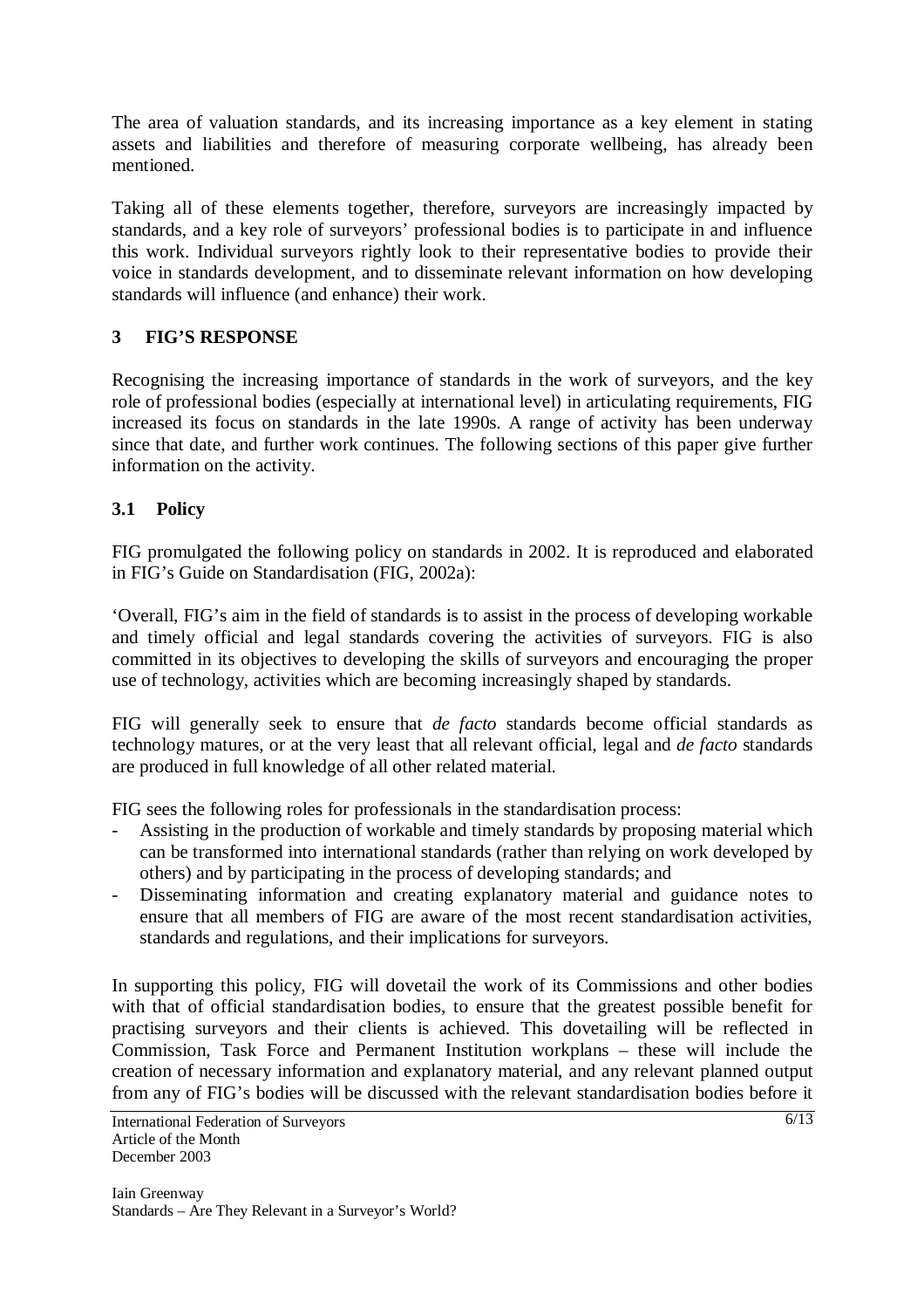The area of valuation standards, and its increasing importance as a key element in stating assets and liabilities and therefore of measuring corporate wellbeing, has already been mentioned.

Taking all of these elements together, therefore, surveyors are increasingly impacted by standards, and a key role of surveyors' professional bodies is to participate in and influence this work. Individual surveyors rightly look to their representative bodies to provide their voice in standards development, and to disseminate relevant information on how developing standards will influence (and enhance) their work.

## 3 FIG'S RESPONSE

Recognising the increasing importance of standards in the work of surveyors, and the key role of professional bodies (especially at international level) in articulating requirements, FIG increased its focus on standards in the late 1990s. A range of activity has been underway since that date, and further work continues. The following sections of this paper give further information on the activity.

### 3.1 Policy

FIG promulgated the following policy on standards in 2002. It is reproduced and elaborated in FIG's Guide on Standardisation (FIG, 2002a):

'Overall, FIG's aim in the field of standards is to assist in the process of developing workable and timely official and legal standards covering the activities of surveyors. FIG is also committed in its objectives to developing the skills of surveyors and encouraging the proper use of technology, activities which are becoming increasingly shaped by standards.

FIG will generally seek to ensure that *de facto* standards become official standards as technology matures, or at the very least that all relevant official, legal and *de facto* standards are produced in full knowledge of all other related material.

FIG sees the following roles for professionals in the standardisation process:

- Assisting in the production of workable and timely standards by proposing material which can be transformed into international standards (rather than relying on work developed by others) and by participating in the process of developing standards; and
- Disseminating information and creating explanatory material and guidance notes to ensure that all members of FIG are aware of the most recent standardisation activities, standards and regulations, and their implications for surveyors.

In supporting this policy, FIG will dovetail the work of its Commissions and other bodies with that of official standardisation bodies, to ensure that the greatest possible benefit for practising surveyors and their clients is achieved. This dovetailing will be reflected in Commission, Task Force and Permanent Institution workplans – these will include the creation of necessary information and explanatory material, and any relevant planned output from any of FIG's bodies will be discussed with the relevant standardisation bodies before it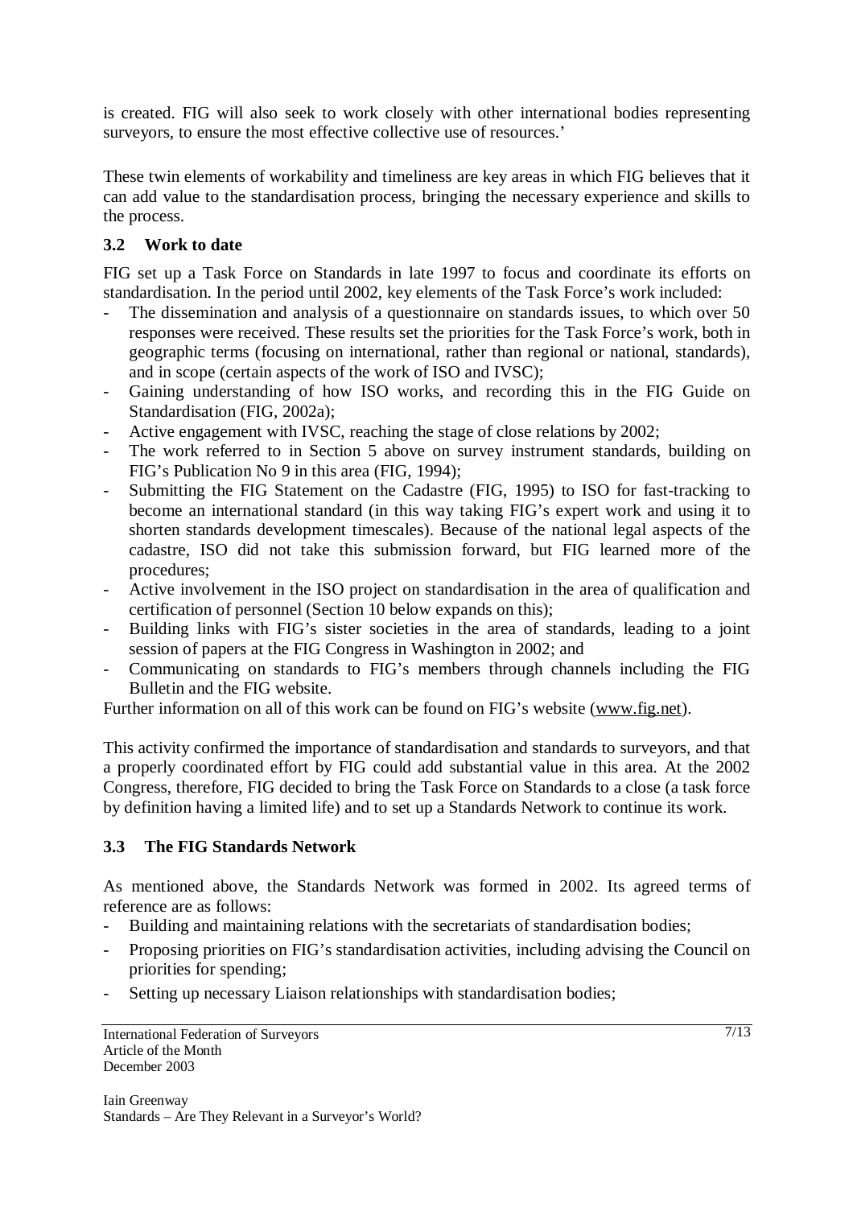is created. FIG will also seek to work closely with other international bodies representing surveyors, to ensure the most effective collective use of resources.'

These twin elements of workability and timeliness are key areas in which FIG believes that it can add value to the standardisation process, bringing the necessary experience and skills to the process.

### 3.2 Work to date

FIG set up a Task Force on Standards in late 1997 to focus and coordinate its efforts on standardisation. In the period until 2002, key elements of the Task Force's work included:

- The dissemination and analysis of a questionnaire on standards issues, to which over 50 responses were received. These results set the priorities for the Task Force's work, both in geographic terms (focusing on international, rather than regional or national, standards), and in scope (certain aspects of the work of ISO and IVSC);
- Gaining understanding of how ISO works, and recording this in the FIG Guide on Standardisation (FIG, 2002a);
- Active engagement with IVSC, reaching the stage of close relations by 2002;
- The work referred to in Section 5 above on survey instrument standards, building on FIG's Publication No 9 in this area (FIG, 1994);
- Submitting the FIG Statement on the Cadastre (FIG, 1995) to ISO for fast-tracking to become an international standard (in this way taking FIG's expert work and using it to shorten standards development timescales). Because of the national legal aspects of the cadastre, ISO did not take this submission forward, but FIG learned more of the procedures;
- Active involvement in the ISO project on standardisation in the area of qualification and certification of personnel (Section 10 below expands on this);
- Building links with FIG's sister societies in the area of standards, leading to a joint session of papers at the FIG Congress in Washington in 2002; and
- Communicating on standards to FIG's members through channels including the FIG Bulletin and the FIG website.

Further information on all of this work can be found on FIG's website (www.fig.net).

This activity confirmed the importance of standardisation and standards to surveyors, and that a properly coordinated effort by FIG could add substantial value in this area. At the 2002 Congress, therefore, FIG decided to bring the Task Force on Standards to a close (a task force by definition having a limited life) and to set up a Standards Network to continue its work.

### 3.3 The FIG Standards Network

As mentioned above, the Standards Network was formed in 2002. Its agreed terms of reference are as follows:

- Building and maintaining relations with the secretariats of standardisation bodies;
- Proposing priorities on FIG's standardisation activities, including advising the Council on priorities for spending;
- Setting up necessary Liaison relationships with standardisation bodies;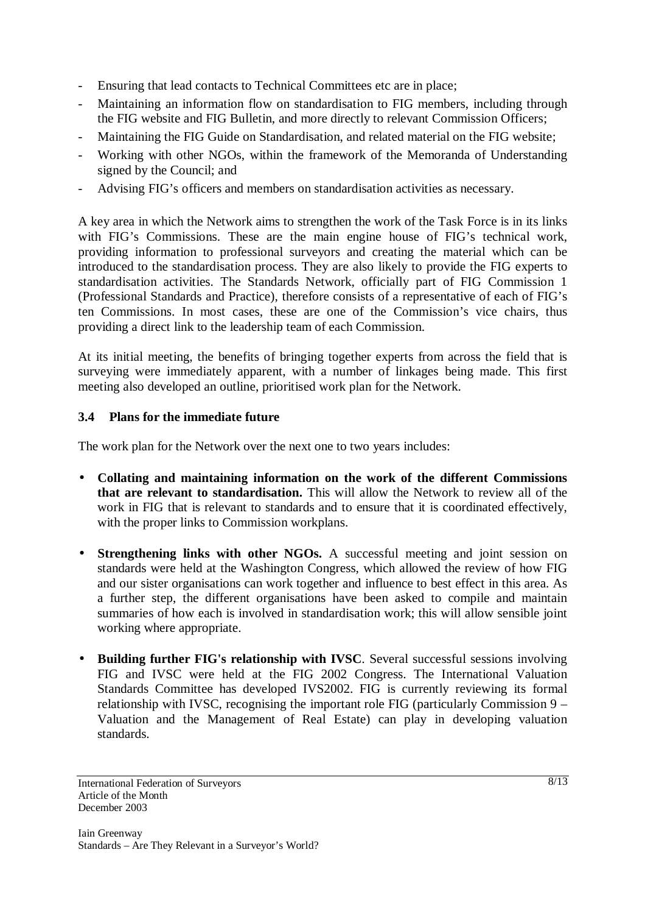- Ensuring that lead contacts to Technical Committees etc are in place;
- Maintaining an information flow on standardisation to FIG members, including through the FIG website and FIG Bulletin, and more directly to relevant Commission Officers;
- Maintaining the FIG Guide on Standardisation, and related material on the FIG website;
- Working with other NGOs, within the framework of the Memoranda of Understanding signed by the Council; and
- Advising FIG's officers and members on standardisation activities as necessary.

A key area in which the Network aims to strengthen the work of the Task Force is in its links with FIG's Commissions. These are the main engine house of FIG's technical work, providing information to professional surveyors and creating the material which can be introduced to the standardisation process. They are also likely to provide the FIG experts to standardisation activities. The Standards Network, officially part of FIG Commission 1 (Professional Standards and Practice), therefore consists of a representative of each of FIG's ten Commissions. In most cases, these are one of the Commission's vice chairs, thus providing a direct link to the leadership team of each Commission.

At its initial meeting, the benefits of bringing together experts from across the field that is surveying were immediately apparent, with a number of linkages being made. This first meeting also developed an outline, prioritised work plan for the Network.

### 3.4 Plans for the immediate future

The work plan for the Network over the next one to two years includes:

- **Collating and maintaining information on the work of the different Commissions that are relevant to standardisation.** This will allow the Network to review all of the work in FIG that is relevant to standards and to ensure that it is coordinated effectively, with the proper links to Commission workplans.

- **Strengthening links with other NGOs.** A successful meeting and joint session on standards were held at the Washington Congress, which allowed the review of how FIG and our sister organisations can work together and influence to best effect in this area. As a further step, the different organisations have been asked to compile and maintain summaries of how each is involved in standardisation work; this will allow sensible joint working where appropriate.

- **Building further FIG's relationship with IVSC**. Several successful sessions involving FIG and IVSC were held at the FIG 2002 Congress. The International Valuation Standards Committee has developed IVS2002. FIG is currently reviewing its formal relationship with IVSC, recognising the important role FIG (particularly Commission 9 – Valuation and the Management of Real Estate) can play in developing valuation standards.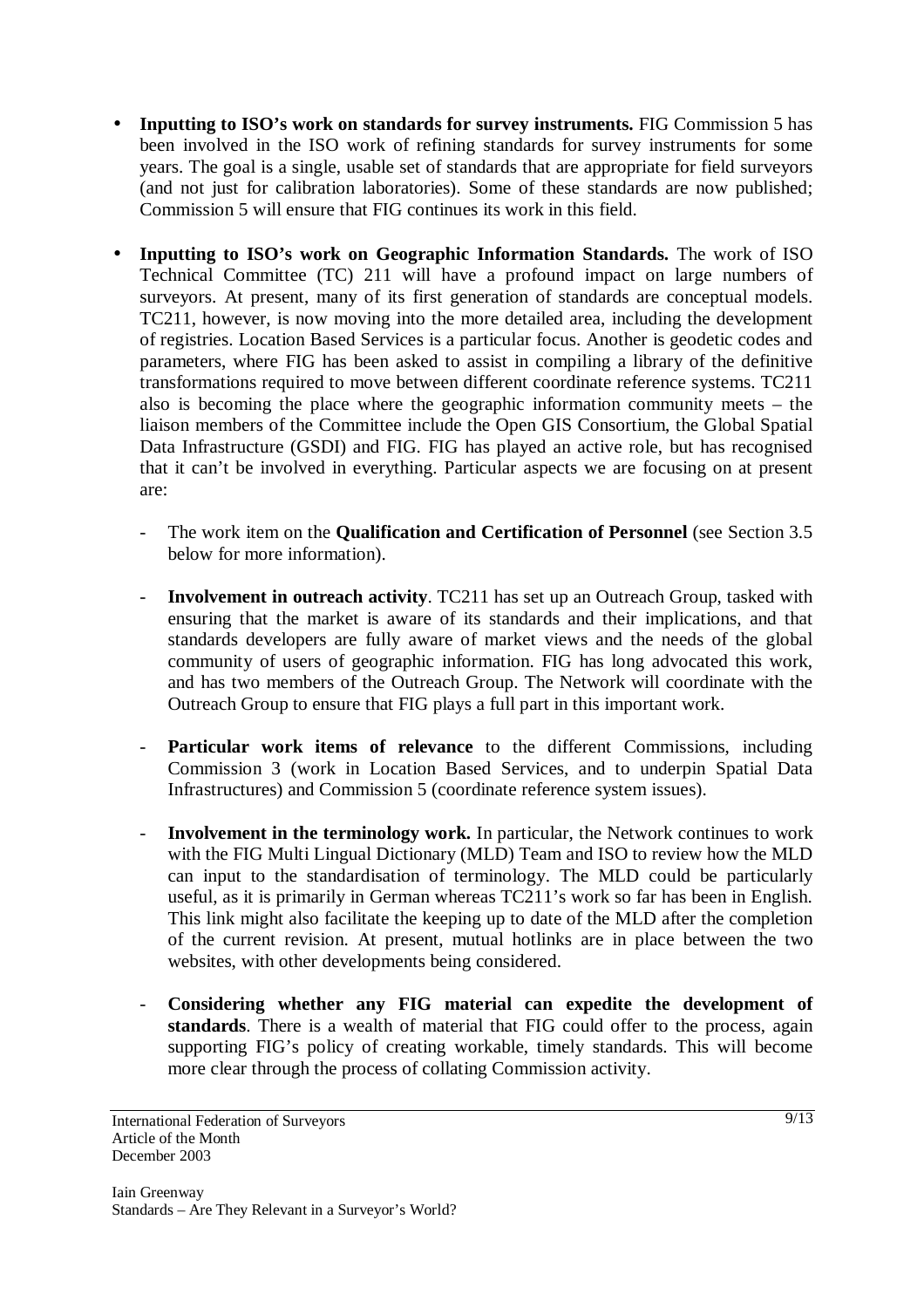- **Inputting to ISO's work on standards for survey instruments.** FIG Commission 5 has been involved in the ISO work of refining standards for survey instruments for some years. The goal is a single, usable set of standards that are appropriate for field surveyors (and not just for calibration laboratories). Some of these standards are now published; Commission 5 will ensure that FIG continues its work in this field.

- **Inputting to ISO's work on Geographic Information Standards.** The work of ISO Technical Committee (TC) 211 will have a profound impact on large numbers of surveyors. At present, many of its first generation of standards are conceptual models. TC211, however, is now moving into the more detailed area, including the development of registries. Location Based Services is a particular focus. Another is geodetic codes and parameters, where FIG has been asked to assist in compiling a library of the definitive transformations required to move between different coordinate reference systems. TC211 also is becoming the place where the geographic information community meets – the liaison members of the Committee include the Open GIS Consortium, the Global Spatial Data Infrastructure (GSDI) and FIG. FIG has played an active role, but has recognised that it can't be involved in everything. Particular aspects we are focusing on at present are:

  - The work item on the **Qualification and Certification of Personnel** (see Section 3.5 below for more information).

  - **Involvement in outreach activity**. TC211 has set up an Outreach Group, tasked with ensuring that the market is aware of its standards and their implications, and that standards developers are fully aware of market views and the needs of the global community of users of geographic information. FIG has long advocated this work, and has two members of the Outreach Group. The Network will coordinate with the Outreach Group to ensure that FIG plays a full part in this important work.

  - **Particular work items of relevance** to the different Commissions, including Commission 3 (work in Location Based Services, and to underpin Spatial Data Infrastructures) and Commission 5 (coordinate reference system issues).

  - **Involvement in the terminology work.** In particular, the Network continues to work with the FIG Multi Lingual Dictionary (MLD) Team and ISO to review how the MLD can input to the standardisation of terminology. The MLD could be particularly useful, as it is primarily in German whereas TC211's work so far has been in English. This link might also facilitate the keeping up to date of the MLD after the completion of the current revision. At present, mutual hotlinks are in place between the two websites, with other developments being considered.

  - **Considering whether any FIG material can expedite the development of standards**. There is a wealth of material that FIG could offer to the process, again supporting FIG's policy of creating workable, timely standards. This will become more clear through the process of collating Commission activity.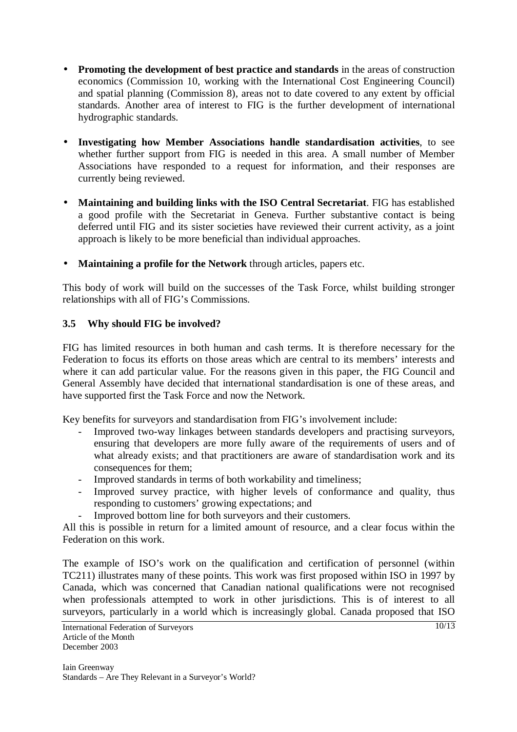- **Promoting the development of best practice and standards** in the areas of construction economics (Commission 10, working with the International Cost Engineering Council) and spatial planning (Commission 8), areas not to date covered to any extent by official standards. Another area of interest to FIG is the further development of international hydrographic standards.

- **Investigating how Member Associations handle standardisation activities**, to see whether further support from FIG is needed in this area. A small number of Member Associations have responded to a request for information, and their responses are currently being reviewed.

- **Maintaining and building links with the ISO Central Secretariat**. FIG has established a good profile with the Secretariat in Geneva. Further substantive contact is being deferred until FIG and its sister societies have reviewed their current activity, as a joint approach is likely to be more beneficial than individual approaches.

- **Maintaining a profile for the Network** through articles, papers etc.

This body of work will build on the successes of the Task Force, whilst building stronger relationships with all of FIG's Commissions.

### 3.5 Why should FIG be involved?

FIG has limited resources in both human and cash terms. It is therefore necessary for the Federation to focus its efforts on those areas which are central to its members' interests and where it can add particular value. For the reasons given in this paper, the FIG Council and General Assembly have decided that international standardisation is one of these areas, and have supported first the Task Force and now the Network.

Key benefits for surveyors and standardisation from FIG's involvement include:

- Improved two-way linkages between standards developers and practising surveyors, ensuring that developers are more fully aware of the requirements of users and of what already exists; and that practitioners are aware of standardisation work and its consequences for them;
- Improved standards in terms of both workability and timeliness;
- Improved survey practice, with higher levels of conformance and quality, thus responding to customers' growing expectations; and
- Improved bottom line for both surveyors and their customers.

All this is possible in return for a limited amount of resource, and a clear focus within the Federation on this work.

The example of ISO's work on the qualification and certification of personnel (within TC211) illustrates many of these points. This work was first proposed within ISO in 1997 by Canada, which was concerned that Canadian national qualifications were not recognised when professionals attempted to work in other jurisdictions. This is of interest to all surveyors, particularly in a world which is increasingly global. Canada proposed that ISO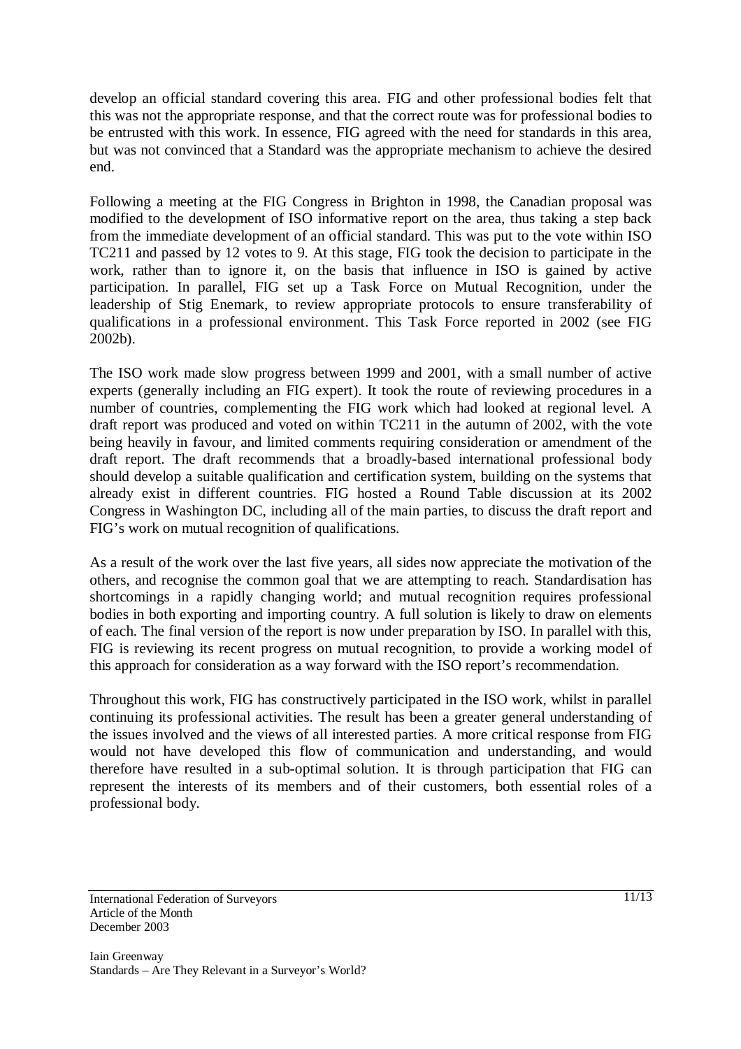develop an official standard covering this area. FIG and other professional bodies felt that this was not the appropriate response, and that the correct route was for professional bodies to be entrusted with this work. In essence, FIG agreed with the need for standards in this area, but was not convinced that a Standard was the appropriate mechanism to achieve the desired end.

Following a meeting at the FIG Congress in Brighton in 1998, the Canadian proposal was modified to the development of ISO informative report on the area, thus taking a step back from the immediate development of an official standard. This was put to the vote within ISO TC211 and passed by 12 votes to 9. At this stage, FIG took the decision to participate in the work, rather than to ignore it, on the basis that influence in ISO is gained by active participation. In parallel, FIG set up a Task Force on Mutual Recognition, under the leadership of Stig Enemark, to review appropriate protocols to ensure transferability of qualifications in a professional environment. This Task Force reported in 2002 (see FIG 2002b).

The ISO work made slow progress between 1999 and 2001, with a small number of active experts (generally including an FIG expert). It took the route of reviewing procedures in a number of countries, complementing the FIG work which had looked at regional level. A draft report was produced and voted on within TC211 in the autumn of 2002, with the vote being heavily in favour, and limited comments requiring consideration or amendment of the draft report. The draft recommends that a broadly-based international professional body should develop a suitable qualification and certification system, building on the systems that already exist in different countries. FIG hosted a Round Table discussion at its 2002 Congress in Washington DC, including all of the main parties, to discuss the draft report and FIG's work on mutual recognition of qualifications.

As a result of the work over the last five years, all sides now appreciate the motivation of the others, and recognise the common goal that we are attempting to reach. Standardisation has shortcomings in a rapidly changing world; and mutual recognition requires professional bodies in both exporting and importing country. A full solution is likely to draw on elements of each. The final version of the report is now under preparation by ISO. In parallel with this, FIG is reviewing its recent progress on mutual recognition, to provide a working model of this approach for consideration as a way forward with the ISO report's recommendation.

Throughout this work, FIG has constructively participated in the ISO work, whilst in parallel continuing its professional activities. The result has been a greater general understanding of the issues involved and the views of all interested parties. A more critical response from FIG would not have developed this flow of communication and understanding, and would therefore have resulted in a sub-optimal solution. It is through participation that FIG can represent the interests of its members and of their customers, both essential roles of a professional body.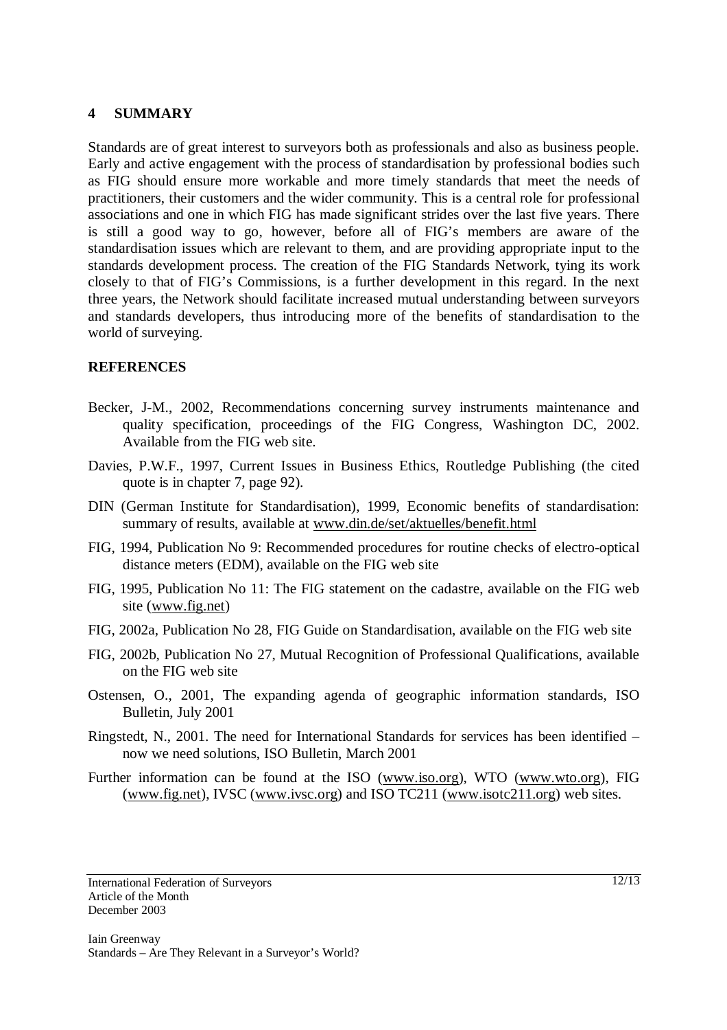## 4 SUMMARY

Standards are of great interest to surveyors both as professionals and also as business people. Early and active engagement with the process of standardisation by professional bodies such as FIG should ensure more workable and more timely standards that meet the needs of practitioners, their customers and the wider community. This is a central role for professional associations and one in which FIG has made significant strides over the last five years. There is still a good way to go, however, before all of FIG's members are aware of the standardisation issues which are relevant to them, and are providing appropriate input to the standards development process. The creation of the FIG Standards Network, tying its work closely to that of FIG's Commissions, is a further development in this regard. In the next three years, the Network should facilitate increased mutual understanding between surveyors and standards developers, thus introducing more of the benefits of standardisation to the world of surveying.

## REFERENCES

Becker, J-M., 2002, Recommendations concerning survey instruments maintenance and quality specification, proceedings of the FIG Congress, Washington DC, 2002. Available from the FIG web site.

Davies, P.W.F., 1997, Current Issues in Business Ethics, Routledge Publishing (the cited quote is in chapter 7, page 92).

DIN (German Institute for Standardisation), 1999, Economic benefits of standardisation: summary of results, available at www.din.de/set/aktuelles/benefit.html

FIG, 1994, Publication No 9: Recommended procedures for routine checks of electro-optical distance meters (EDM), available on the FIG web site

FIG, 1995, Publication No 11: The FIG statement on the cadastre, available on the FIG web site (www.fig.net)

FIG, 2002a, Publication No 28, FIG Guide on Standardisation, available on the FIG web site

FIG, 2002b, Publication No 27, Mutual Recognition of Professional Qualifications, available on the FIG web site

Ostensen, O., 2001, The expanding agenda of geographic information standards, ISO Bulletin, July 2001

Ringstedt, N., 2001. The need for International Standards for services has been identified – now we need solutions, ISO Bulletin, March 2001

Further information can be found at the ISO (www.iso.org), WTO (www.wto.org), FIG (www.fig.net), IVSC (www.ivsc.org) and ISO TC211 (www.isotc211.org) web sites.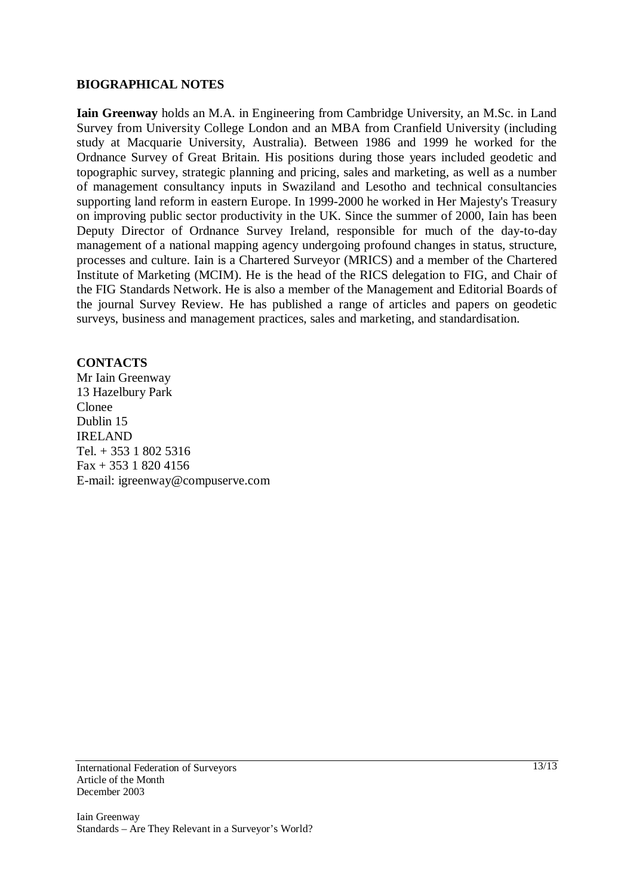## BIOGRAPHICAL NOTES

**Iain Greenway** holds an M.A. in Engineering from Cambridge University, an M.Sc. in Land Survey from University College London and an MBA from Cranfield University (including study at Macquarie University, Australia). Between 1986 and 1999 he worked for the Ordnance Survey of Great Britain. His positions during those years included geodetic and topographic survey, strategic planning and pricing, sales and marketing, as well as a number of management consultancy inputs in Swaziland and Lesotho and technical consultancies supporting land reform in eastern Europe. In 1999-2000 he worked in Her Majesty's Treasury on improving public sector productivity in the UK. Since the summer of 2000, Iain has been Deputy Director of Ordnance Survey Ireland, responsible for much of the day-to-day management of a national mapping agency undergoing profound changes in status, structure, processes and culture. Iain is a Chartered Surveyor (MRICS) and a member of the Chartered Institute of Marketing (MCIM). He is the head of the RICS delegation to FIG, and Chair of the FIG Standards Network. He is also a member of the Management and Editorial Boards of the journal Survey Review. He has published a range of articles and papers on geodetic surveys, business and management practices, sales and marketing, and standardisation.

## CONTACTS

Mr Iain Greenway
13 Hazelbury Park
Clonee
Dublin 15
IRELAND
Tel. + 353 1 802 5316
Fax + 353 1 820 4156
E-mail: igreenway@compuserve.com